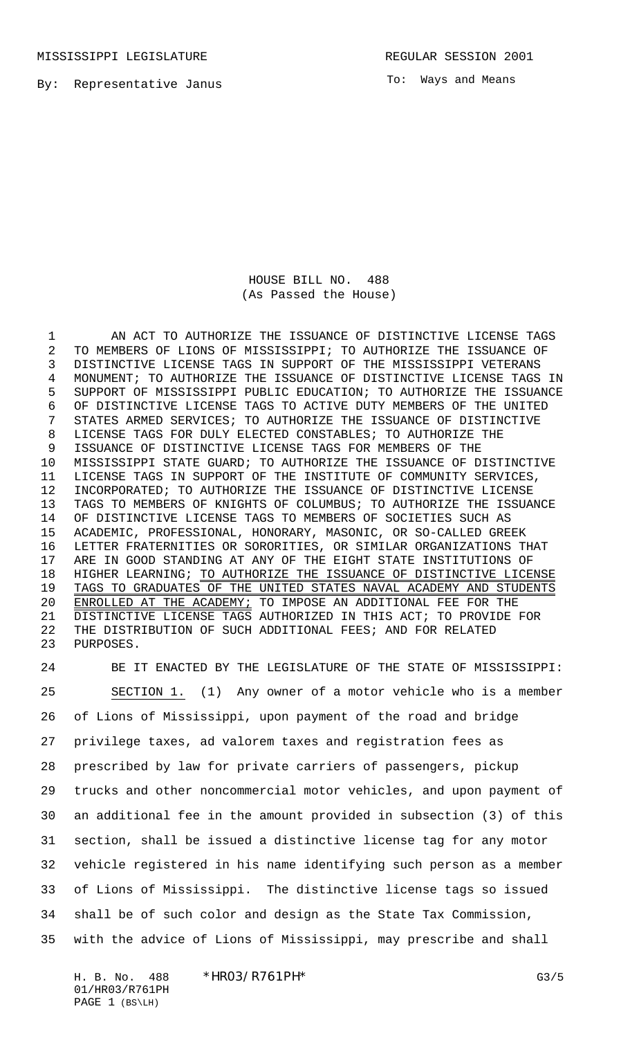MISSISSIPPI LEGISLATURE REGULAR SESSION 2001

By: Representative Janus

To: Ways and Means

# HOUSE BILL NO. 488
(As Passed the House)

AN ACT TO AUTHORIZE THE ISSUANCE OF DISTINCTIVE LICENSE TAGS TO MEMBERS OF LIONS OF MISSISSIPPI; TO AUTHORIZE THE ISSUANCE OF DISTINCTIVE LICENSE TAGS IN SUPPORT OF THE MISSISSIPPI VETERANS MONUMENT; TO AUTHORIZE THE ISSUANCE OF DISTINCTIVE LICENSE TAGS IN SUPPORT OF MISSISSIPPI PUBLIC EDUCATION; TO AUTHORIZE THE ISSUANCE OF DISTINCTIVE LICENSE TAGS TO ACTIVE DUTY MEMBERS OF THE UNITED STATES ARMED SERVICES; TO AUTHORIZE THE ISSUANCE OF DISTINCTIVE LICENSE TAGS FOR DULY ELECTED CONSTABLES; TO AUTHORIZE THE ISSUANCE OF DISTINCTIVE LICENSE TAGS FOR MEMBERS OF THE MISSISSIPPI STATE GUARD; TO AUTHORIZE THE ISSUANCE OF DISTINCTIVE LICENSE TAGS IN SUPPORT OF THE INSTITUTE OF COMMUNITY SERVICES, INCORPORATED; TO AUTHORIZE THE ISSUANCE OF DISTINCTIVE LICENSE TAGS TO MEMBERS OF KNIGHTS OF COLUMBUS; TO AUTHORIZE THE ISSUANCE OF DISTINCTIVE LICENSE TAGS TO MEMBERS OF SOCIETIES SUCH AS ACADEMIC, PROFESSIONAL, HONORARY, MASONIC, OR SO-CALLED GREEK LETTER FRATERNITIES OR SORORITIES, OR SIMILAR ORGANIZATIONS THAT ARE IN GOOD STANDING AT ANY OF THE EIGHT STATE INSTITUTIONS OF HIGHER LEARNING; <u>TO AUTHORIZE THE ISSUANCE OF DISTINCTIVE LICENSE TAGS TO GRADUATES OF THE UNITED STATES NAVAL ACADEMY AND STUDENTS ENROLLED AT THE ACADEMY;</u> TO IMPOSE AN ADDITIONAL FEE FOR THE DISTINCTIVE LICENSE TAGS AUTHORIZED IN THIS ACT; TO PROVIDE FOR THE DISTRIBUTION OF SUCH ADDITIONAL FEES; AND FOR RELATED PURPOSES.

BE IT ENACTED BY THE LEGISLATURE OF THE STATE OF MISSISSIPPI:

<u>SECTION 1.</u> (1) Any owner of a motor vehicle who is a member of Lions of Mississippi, upon payment of the road and bridge privilege taxes, ad valorem taxes and registration fees as prescribed by law for private carriers of passengers, pickup trucks and other noncommercial motor vehicles, and upon payment of an additional fee in the amount provided in subsection (3) of this section, shall be issued a distinctive license tag for any motor vehicle registered in his name identifying such person as a member of Lions of Mississippi. The distinctive license tags so issued shall be of such color and design as the State Tax Commission, with the advice of Lions of Mississippi, may prescribe and shall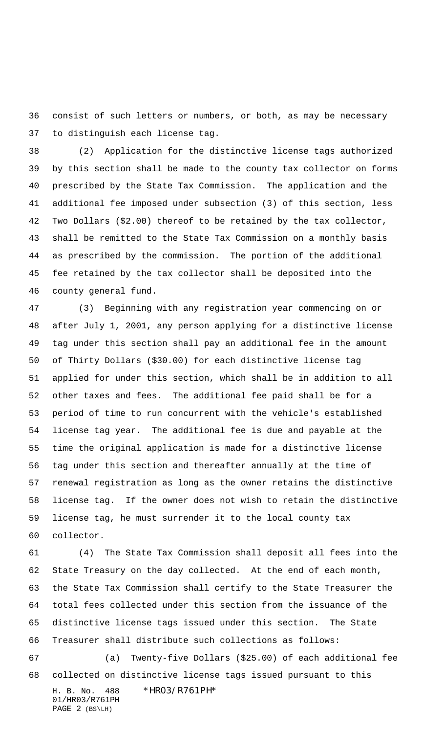consist of such letters or numbers, or both, as may be necessary to distinguish each license tag.

(2) Application for the distinctive license tags authorized by this section shall be made to the county tax collector on forms prescribed by the State Tax Commission. The application and the additional fee imposed under subsection (3) of this section, less Two Dollars ($2.00) thereof to be retained by the tax collector, shall be remitted to the State Tax Commission on a monthly basis as prescribed by the commission. The portion of the additional fee retained by the tax collector shall be deposited into the county general fund.

(3) Beginning with any registration year commencing on or after July 1, 2001, any person applying for a distinctive license tag under this section shall pay an additional fee in the amount of Thirty Dollars ($30.00) for each distinctive license tag applied for under this section, which shall be in addition to all other taxes and fees. The additional fee paid shall be for a period of time to run concurrent with the vehicle's established license tag year. The additional fee is due and payable at the time the original application is made for a distinctive license tag under this section and thereafter annually at the time of renewal registration as long as the owner retains the distinctive license tag. If the owner does not wish to retain the distinctive license tag, he must surrender it to the local county tax collector.

(4) The State Tax Commission shall deposit all fees into the State Treasury on the day collected. At the end of each month, the State Tax Commission shall certify to the State Treasurer the total fees collected under this section from the issuance of the distinctive license tags issued under this section. The State Treasurer shall distribute such collections as follows:

(a) Twenty-five Dollars ($25.00) of each additional fee collected on distinctive license tags issued pursuant to this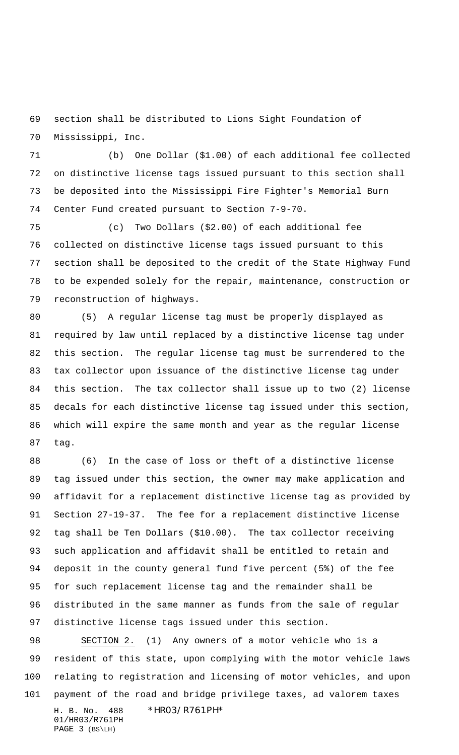section shall be distributed to Lions Sight Foundation of Mississippi, Inc.

(b) One Dollar ($1.00) of each additional fee collected on distinctive license tags issued pursuant to this section shall be deposited into the Mississippi Fire Fighter's Memorial Burn Center Fund created pursuant to Section 7-9-70.

(c) Two Dollars ($2.00) of each additional fee collected on distinctive license tags issued pursuant to this section shall be deposited to the credit of the State Highway Fund to be expended solely for the repair, maintenance, construction or reconstruction of highways.

(5) A regular license tag must be properly displayed as required by law until replaced by a distinctive license tag under this section. The regular license tag must be surrendered to the tax collector upon issuance of the distinctive license tag under this section. The tax collector shall issue up to two (2) license decals for each distinctive license tag issued under this section, which will expire the same month and year as the regular license tag.

(6) In the case of loss or theft of a distinctive license tag issued under this section, the owner may make application and affidavit for a replacement distinctive license tag as provided by Section 27-19-37. The fee for a replacement distinctive license tag shall be Ten Dollars ($10.00). The tax collector receiving such application and affidavit shall be entitled to retain and deposit in the county general fund five percent (5%) of the fee for such replacement license tag and the remainder shall be distributed in the same manner as funds from the sale of regular distinctive license tags issued under this section.

SECTION 2. (1) Any owners of a motor vehicle who is a resident of this state, upon complying with the motor vehicle laws relating to registration and licensing of motor vehicles, and upon payment of the road and bridge privilege taxes, ad valorem taxes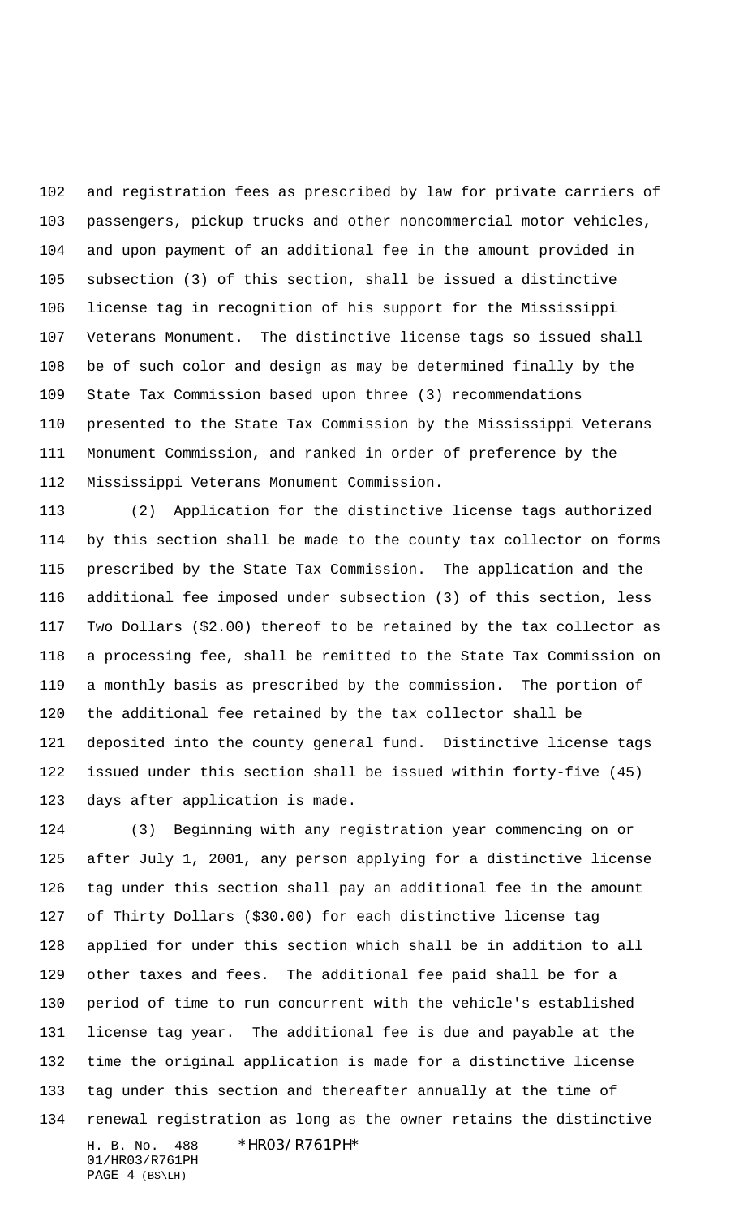and registration fees as prescribed by law for private carriers of passengers, pickup trucks and other noncommercial motor vehicles, and upon payment of an additional fee in the amount provided in subsection (3) of this section, shall be issued a distinctive license tag in recognition of his support for the Mississippi Veterans Monument. The distinctive license tags so issued shall be of such color and design as may be determined finally by the State Tax Commission based upon three (3) recommendations presented to the State Tax Commission by the Mississippi Veterans Monument Commission, and ranked in order of preference by the Mississippi Veterans Monument Commission.

(2) Application for the distinctive license tags authorized by this section shall be made to the county tax collector on forms prescribed by the State Tax Commission. The application and the additional fee imposed under subsection (3) of this section, less Two Dollars ($2.00) thereof to be retained by the tax collector as a processing fee, shall be remitted to the State Tax Commission on a monthly basis as prescribed by the commission. The portion of the additional fee retained by the tax collector shall be deposited into the county general fund. Distinctive license tags issued under this section shall be issued within forty-five (45) days after application is made.

(3) Beginning with any registration year commencing on or after July 1, 2001, any person applying for a distinctive license tag under this section shall pay an additional fee in the amount of Thirty Dollars ($30.00) for each distinctive license tag applied for under this section which shall be in addition to all other taxes and fees. The additional fee paid shall be for a period of time to run concurrent with the vehicle's established license tag year. The additional fee is due and payable at the time the original application is made for a distinctive license tag under this section and thereafter annually at the time of renewal registration as long as the owner retains the distinctive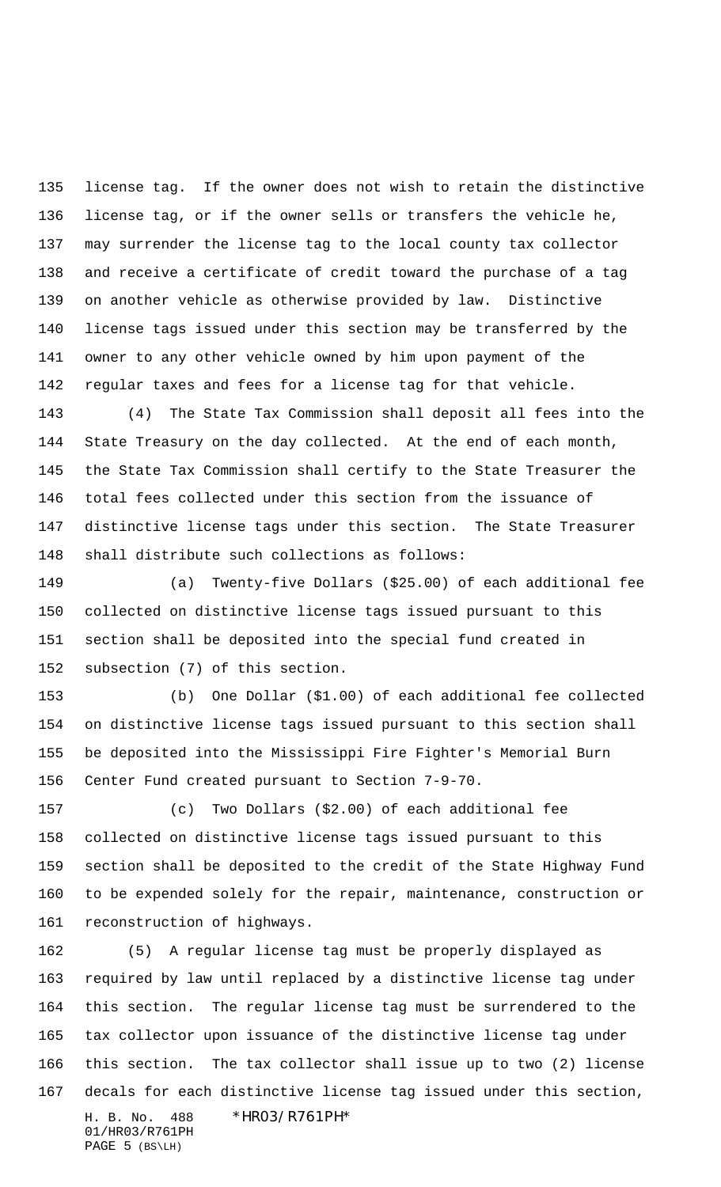license tag. If the owner does not wish to retain the distinctive license tag, or if the owner sells or transfers the vehicle he, may surrender the license tag to the local county tax collector and receive a certificate of credit toward the purchase of a tag on another vehicle as otherwise provided by law. Distinctive license tags issued under this section may be transferred by the owner to any other vehicle owned by him upon payment of the regular taxes and fees for a license tag for that vehicle.

(4) The State Tax Commission shall deposit all fees into the State Treasury on the day collected. At the end of each month, the State Tax Commission shall certify to the State Treasurer the total fees collected under this section from the issuance of distinctive license tags under this section. The State Treasurer shall distribute such collections as follows:

(a) Twenty-five Dollars ($25.00) of each additional fee collected on distinctive license tags issued pursuant to this section shall be deposited into the special fund created in subsection (7) of this section.

(b) One Dollar ($1.00) of each additional fee collected on distinctive license tags issued pursuant to this section shall be deposited into the Mississippi Fire Fighter's Memorial Burn Center Fund created pursuant to Section 7-9-70.

(c) Two Dollars ($2.00) of each additional fee collected on distinctive license tags issued pursuant to this section shall be deposited to the credit of the State Highway Fund to be expended solely for the repair, maintenance, construction or reconstruction of highways.

(5) A regular license tag must be properly displayed as required by law until replaced by a distinctive license tag under this section. The regular license tag must be surrendered to the tax collector upon issuance of the distinctive license tag under this section. The tax collector shall issue up to two (2) license decals for each distinctive license tag issued under this section,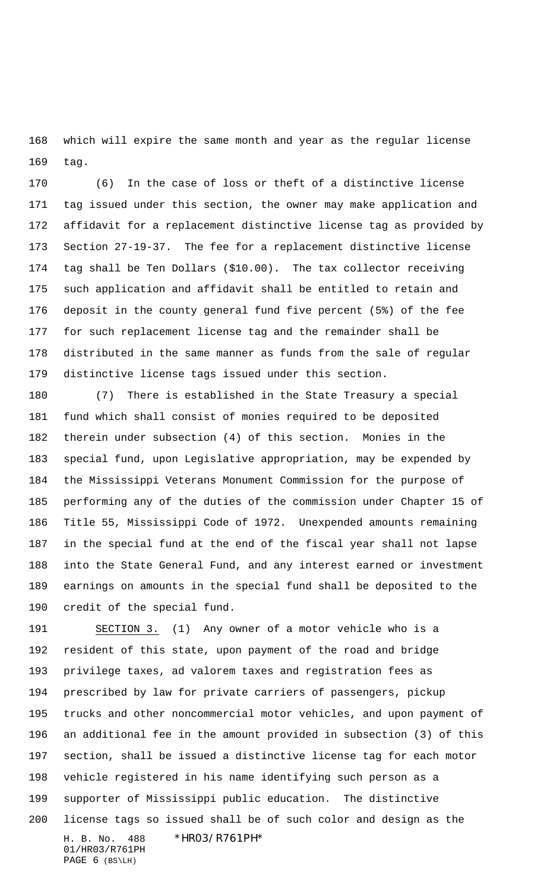which will expire the same month and year as the regular license tag.

(6) In the case of loss or theft of a distinctive license tag issued under this section, the owner may make application and affidavit for a replacement distinctive license tag as provided by Section 27-19-37. The fee for a replacement distinctive license tag shall be Ten Dollars ($10.00). The tax collector receiving such application and affidavit shall be entitled to retain and deposit in the county general fund five percent (5%) of the fee for such replacement license tag and the remainder shall be distributed in the same manner as funds from the sale of regular distinctive license tags issued under this section.

(7) There is established in the State Treasury a special fund which shall consist of monies required to be deposited therein under subsection (4) of this section. Monies in the special fund, upon Legislative appropriation, may be expended by the Mississippi Veterans Monument Commission for the purpose of performing any of the duties of the commission under Chapter 15 of Title 55, Mississippi Code of 1972. Unexpended amounts remaining in the special fund at the end of the fiscal year shall not lapse into the State General Fund, and any interest earned or investment earnings on amounts in the special fund shall be deposited to the credit of the special fund.

SECTION 3. (1) Any owner of a motor vehicle who is a resident of this state, upon payment of the road and bridge privilege taxes, ad valorem taxes and registration fees as prescribed by law for private carriers of passengers, pickup trucks and other noncommercial motor vehicles, and upon payment of an additional fee in the amount provided in subsection (3) of this section, shall be issued a distinctive license tag for each motor vehicle registered in his name identifying such person as a supporter of Mississippi public education. The distinctive license tags so issued shall be of such color and design as the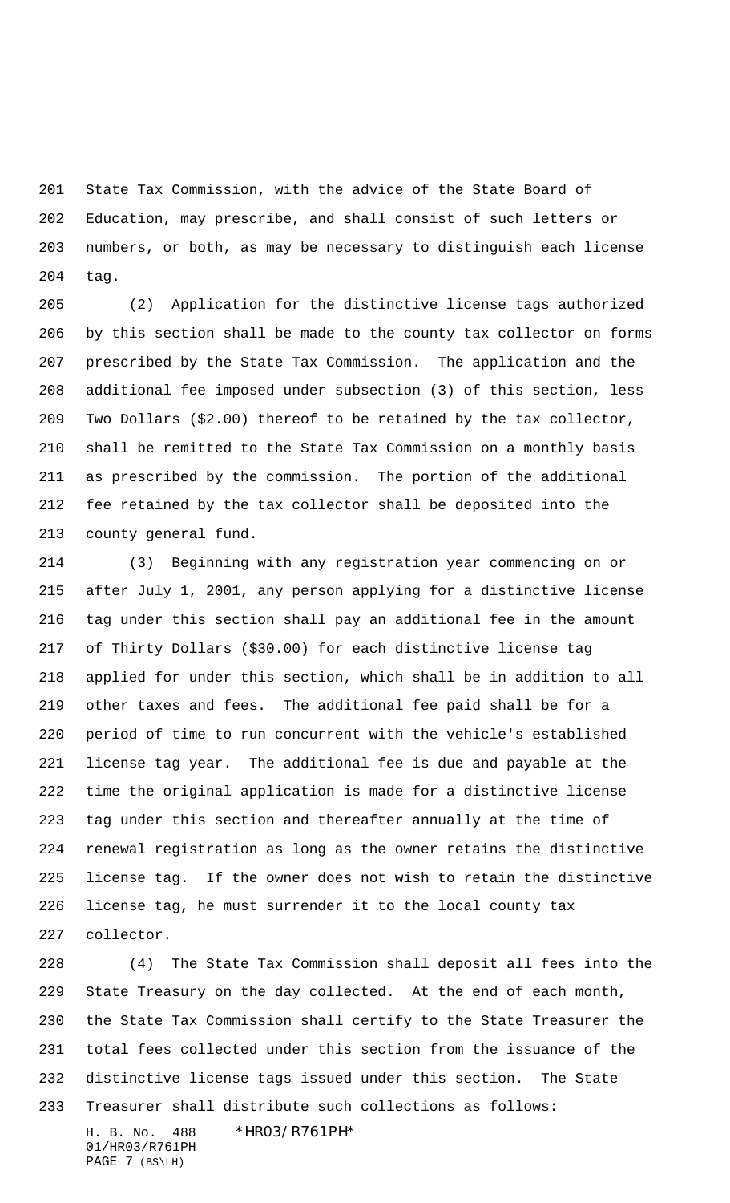State Tax Commission, with the advice of the State Board of Education, may prescribe, and shall consist of such letters or numbers, or both, as may be necessary to distinguish each license tag.

(2) Application for the distinctive license tags authorized by this section shall be made to the county tax collector on forms prescribed by the State Tax Commission. The application and the additional fee imposed under subsection (3) of this section, less Two Dollars ($2.00) thereof to be retained by the tax collector, shall be remitted to the State Tax Commission on a monthly basis as prescribed by the commission. The portion of the additional fee retained by the tax collector shall be deposited into the county general fund.

(3) Beginning with any registration year commencing on or after July 1, 2001, any person applying for a distinctive license tag under this section shall pay an additional fee in the amount of Thirty Dollars ($30.00) for each distinctive license tag applied for under this section, which shall be in addition to all other taxes and fees. The additional fee paid shall be for a period of time to run concurrent with the vehicle's established license tag year. The additional fee is due and payable at the time the original application is made for a distinctive license tag under this section and thereafter annually at the time of renewal registration as long as the owner retains the distinctive license tag. If the owner does not wish to retain the distinctive license tag, he must surrender it to the local county tax collector.

(4) The State Tax Commission shall deposit all fees into the State Treasury on the day collected. At the end of each month, the State Tax Commission shall certify to the State Treasurer the total fees collected under this section from the issuance of the distinctive license tags issued under this section. The State Treasurer shall distribute such collections as follows: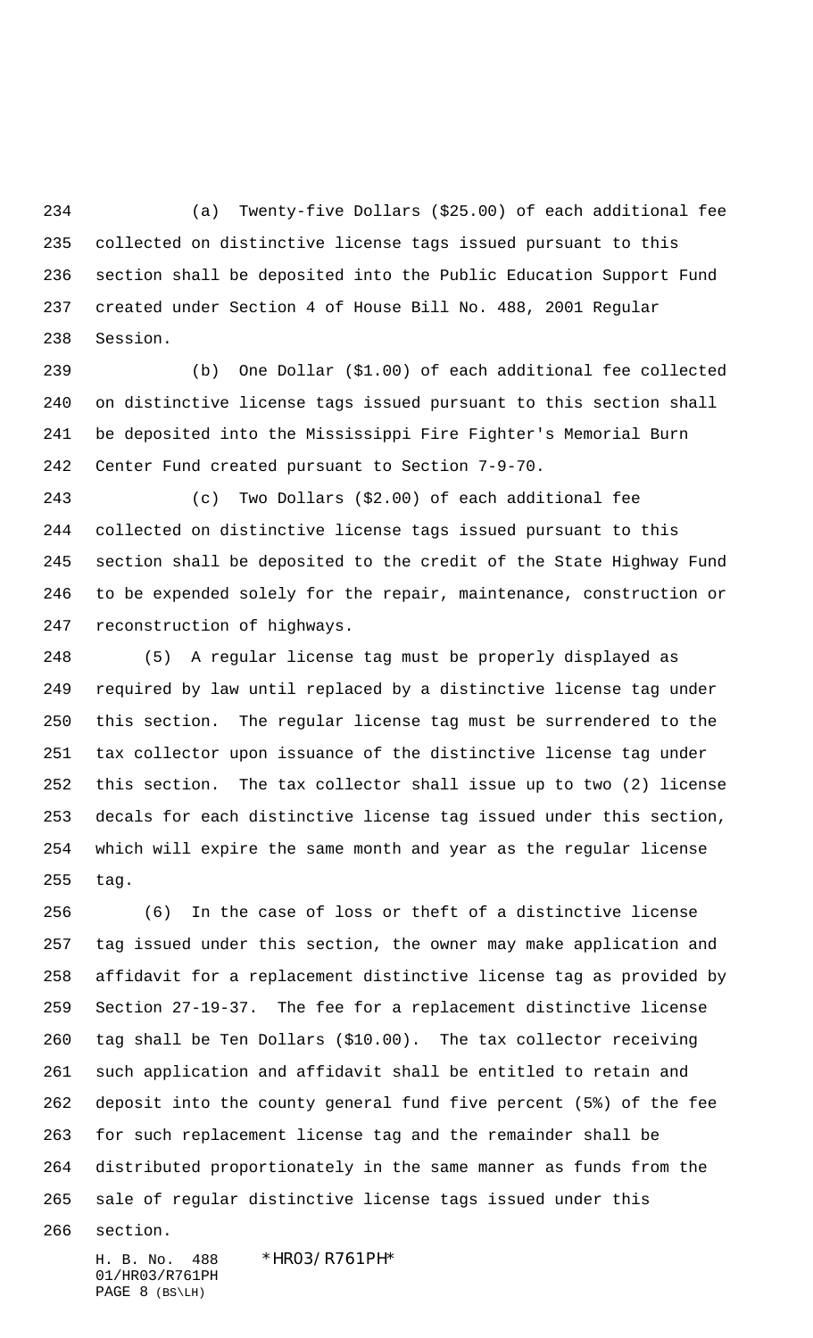(a) Twenty-five Dollars ($25.00) of each additional fee collected on distinctive license tags issued pursuant to this section shall be deposited into the Public Education Support Fund created under Section 4 of House Bill No. 488, 2001 Regular Session.

(b) One Dollar ($1.00) of each additional fee collected on distinctive license tags issued pursuant to this section shall be deposited into the Mississippi Fire Fighter's Memorial Burn Center Fund created pursuant to Section 7-9-70.

(c) Two Dollars ($2.00) of each additional fee collected on distinctive license tags issued pursuant to this section shall be deposited to the credit of the State Highway Fund to be expended solely for the repair, maintenance, construction or reconstruction of highways.

(5) A regular license tag must be properly displayed as required by law until replaced by a distinctive license tag under this section. The regular license tag must be surrendered to the tax collector upon issuance of the distinctive license tag under this section. The tax collector shall issue up to two (2) license decals for each distinctive license tag issued under this section, which will expire the same month and year as the regular license tag.

(6) In the case of loss or theft of a distinctive license tag issued under this section, the owner may make application and affidavit for a replacement distinctive license tag as provided by Section 27-19-37. The fee for a replacement distinctive license tag shall be Ten Dollars ($10.00). The tax collector receiving such application and affidavit shall be entitled to retain and deposit into the county general fund five percent (5%) of the fee for such replacement license tag and the remainder shall be distributed proportionately in the same manner as funds from the sale of regular distinctive license tags issued under this section.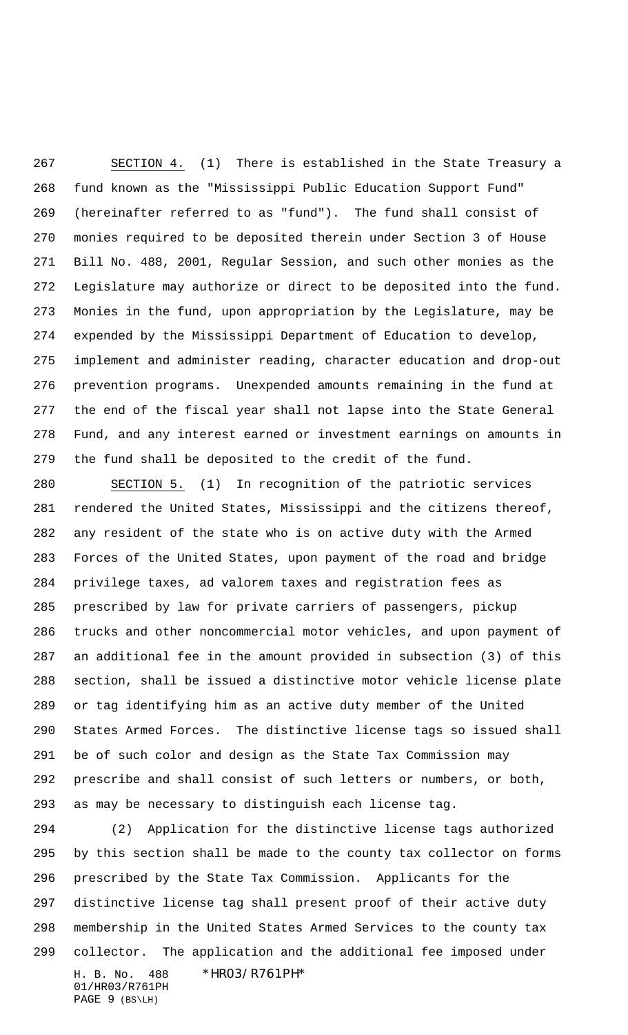SECTION 4. (1) There is established in the State Treasury a fund known as the "Mississippi Public Education Support Fund" (hereinafter referred to as "fund"). The fund shall consist of monies required to be deposited therein under Section 3 of House Bill No. 488, 2001, Regular Session, and such other monies as the Legislature may authorize or direct to be deposited into the fund. Monies in the fund, upon appropriation by the Legislature, may be expended by the Mississippi Department of Education to develop, implement and administer reading, character education and drop-out prevention programs. Unexpended amounts remaining in the fund at the end of the fiscal year shall not lapse into the State General Fund, and any interest earned or investment earnings on amounts in the fund shall be deposited to the credit of the fund.

SECTION 5. (1) In recognition of the patriotic services rendered the United States, Mississippi and the citizens thereof, any resident of the state who is on active duty with the Armed Forces of the United States, upon payment of the road and bridge privilege taxes, ad valorem taxes and registration fees as prescribed by law for private carriers of passengers, pickup trucks and other noncommercial motor vehicles, and upon payment of an additional fee in the amount provided in subsection (3) of this section, shall be issued a distinctive motor vehicle license plate or tag identifying him as an active duty member of the United States Armed Forces. The distinctive license tags so issued shall be of such color and design as the State Tax Commission may prescribe and shall consist of such letters or numbers, or both, as may be necessary to distinguish each license tag.

(2) Application for the distinctive license tags authorized by this section shall be made to the county tax collector on forms prescribed by the State Tax Commission. Applicants for the distinctive license tag shall present proof of their active duty membership in the United States Armed Services to the county tax collector. The application and the additional fee imposed under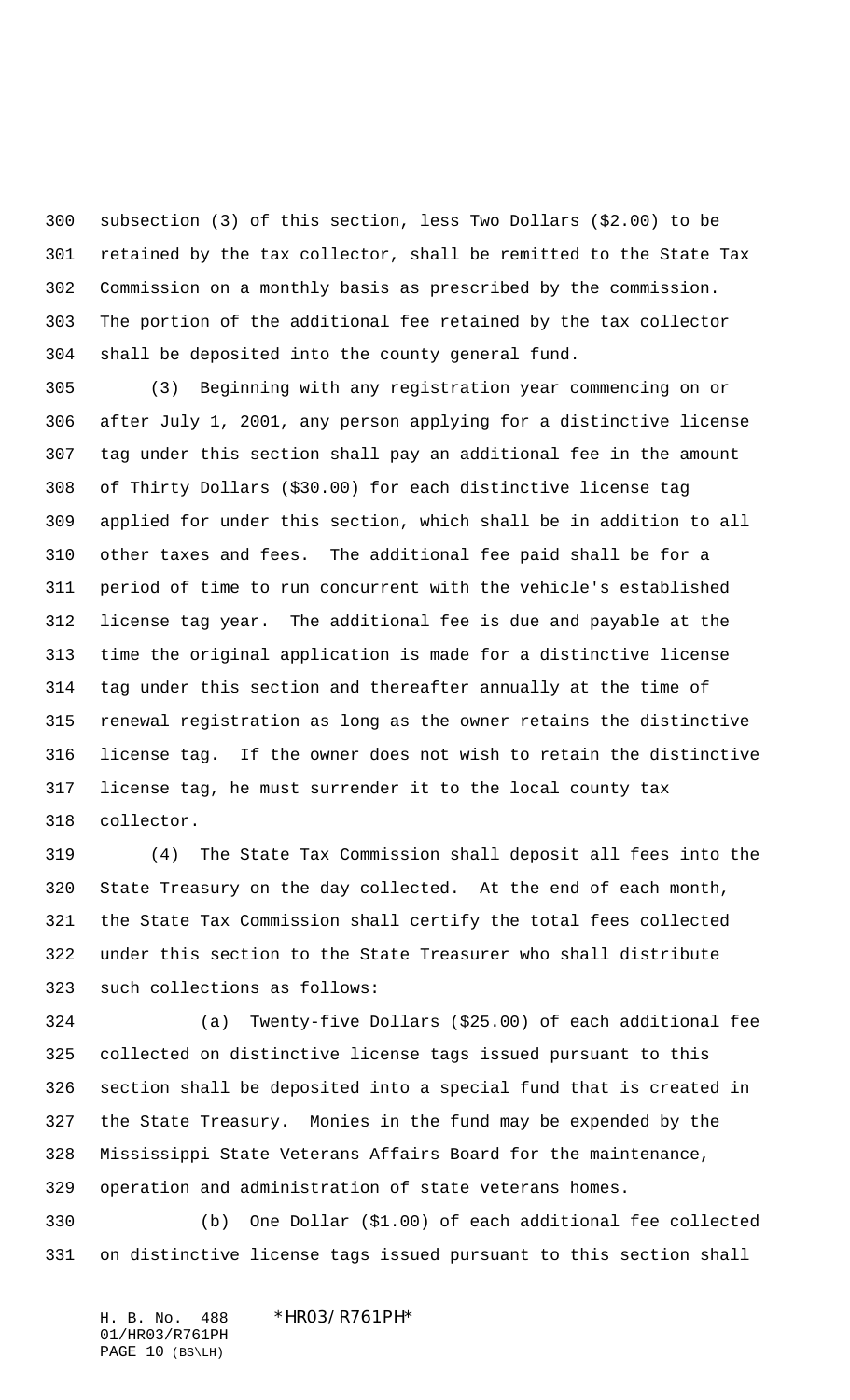subsection (3) of this section, less Two Dollars ($2.00) to be retained by the tax collector, shall be remitted to the State Tax Commission on a monthly basis as prescribed by the commission. The portion of the additional fee retained by the tax collector shall be deposited into the county general fund.

(3) Beginning with any registration year commencing on or after July 1, 2001, any person applying for a distinctive license tag under this section shall pay an additional fee in the amount of Thirty Dollars ($30.00) for each distinctive license tag applied for under this section, which shall be in addition to all other taxes and fees. The additional fee paid shall be for a period of time to run concurrent with the vehicle's established license tag year. The additional fee is due and payable at the time the original application is made for a distinctive license tag under this section and thereafter annually at the time of renewal registration as long as the owner retains the distinctive license tag. If the owner does not wish to retain the distinctive license tag, he must surrender it to the local county tax collector.

(4) The State Tax Commission shall deposit all fees into the State Treasury on the day collected. At the end of each month, the State Tax Commission shall certify the total fees collected under this section to the State Treasurer who shall distribute such collections as follows:

(a) Twenty-five Dollars ($25.00) of each additional fee collected on distinctive license tags issued pursuant to this section shall be deposited into a special fund that is created in the State Treasury. Monies in the fund may be expended by the Mississippi State Veterans Affairs Board for the maintenance, operation and administration of state veterans homes.

(b) One Dollar ($1.00) of each additional fee collected on distinctive license tags issued pursuant to this section shall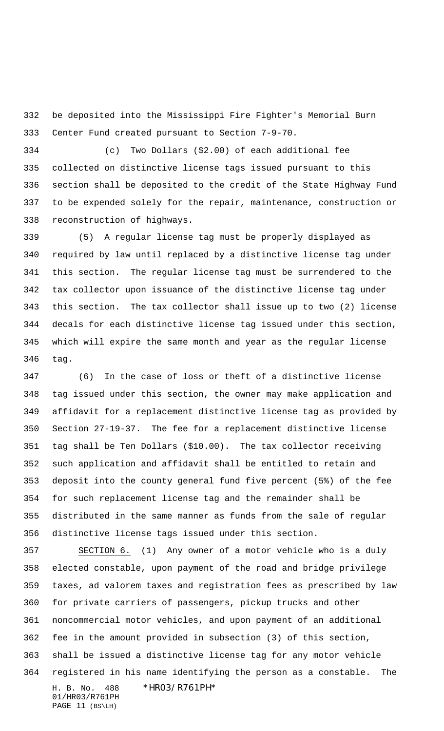be deposited into the Mississippi Fire Fighter's Memorial Burn Center Fund created pursuant to Section 7-9-70.

(c) Two Dollars ($2.00) of each additional fee collected on distinctive license tags issued pursuant to this section shall be deposited to the credit of the State Highway Fund to be expended solely for the repair, maintenance, construction or reconstruction of highways.

(5) A regular license tag must be properly displayed as required by law until replaced by a distinctive license tag under this section. The regular license tag must be surrendered to the tax collector upon issuance of the distinctive license tag under this section. The tax collector shall issue up to two (2) license decals for each distinctive license tag issued under this section, which will expire the same month and year as the regular license tag.

(6) In the case of loss or theft of a distinctive license tag issued under this section, the owner may make application and affidavit for a replacement distinctive license tag as provided by Section 27-19-37. The fee for a replacement distinctive license tag shall be Ten Dollars ($10.00). The tax collector receiving such application and affidavit shall be entitled to retain and deposit into the county general fund five percent (5%) of the fee for such replacement license tag and the remainder shall be distributed in the same manner as funds from the sale of regular distinctive license tags issued under this section.

SECTION 6. (1) Any owner of a motor vehicle who is a duly elected constable, upon payment of the road and bridge privilege taxes, ad valorem taxes and registration fees as prescribed by law for private carriers of passengers, pickup trucks and other noncommercial motor vehicles, and upon payment of an additional fee in the amount provided in subsection (3) of this section, shall be issued a distinctive license tag for any motor vehicle registered in his name identifying the person as a constable. The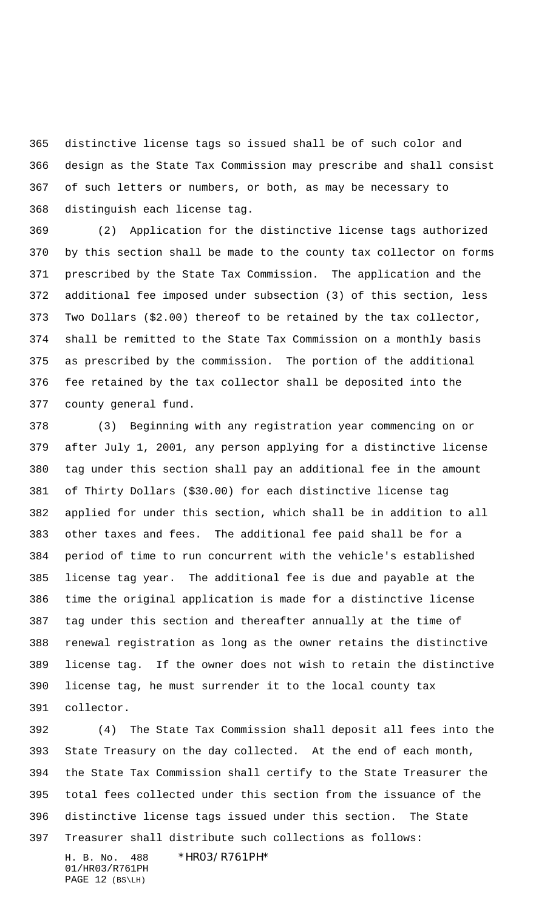distinctive license tags so issued shall be of such color and design as the State Tax Commission may prescribe and shall consist of such letters or numbers, or both, as may be necessary to distinguish each license tag.

(2) Application for the distinctive license tags authorized by this section shall be made to the county tax collector on forms prescribed by the State Tax Commission. The application and the additional fee imposed under subsection (3) of this section, less Two Dollars ($2.00) thereof to be retained by the tax collector, shall be remitted to the State Tax Commission on a monthly basis as prescribed by the commission. The portion of the additional fee retained by the tax collector shall be deposited into the county general fund.

(3) Beginning with any registration year commencing on or after July 1, 2001, any person applying for a distinctive license tag under this section shall pay an additional fee in the amount of Thirty Dollars ($30.00) for each distinctive license tag applied for under this section, which shall be in addition to all other taxes and fees. The additional fee paid shall be for a period of time to run concurrent with the vehicle's established license tag year. The additional fee is due and payable at the time the original application is made for a distinctive license tag under this section and thereafter annually at the time of renewal registration as long as the owner retains the distinctive license tag. If the owner does not wish to retain the distinctive license tag, he must surrender it to the local county tax collector.

(4) The State Tax Commission shall deposit all fees into the State Treasury on the day collected. At the end of each month, the State Tax Commission shall certify to the State Treasurer the total fees collected under this section from the issuance of the distinctive license tags issued under this section. The State Treasurer shall distribute such collections as follows: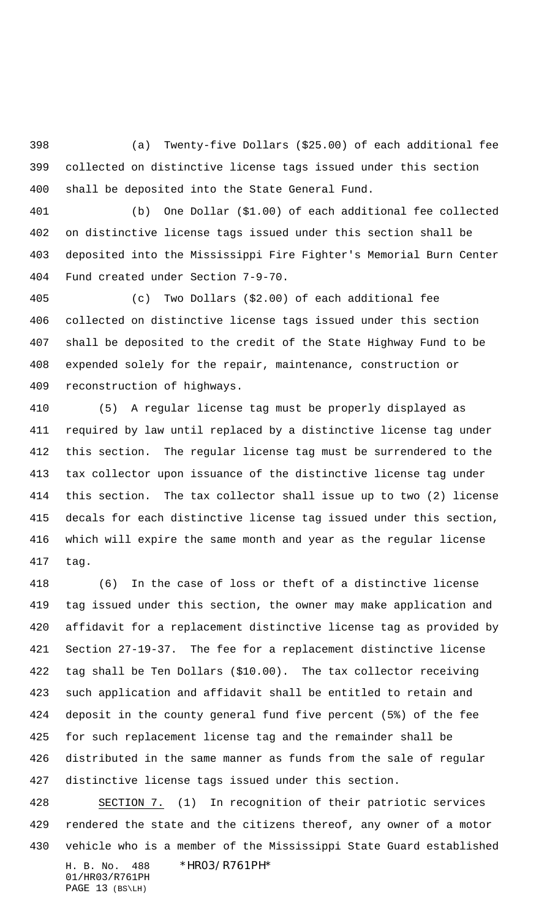(a) Twenty-five Dollars ($25.00) of each additional fee collected on distinctive license tags issued under this section shall be deposited into the State General Fund.

(b) One Dollar ($1.00) of each additional fee collected on distinctive license tags issued under this section shall be deposited into the Mississippi Fire Fighter's Memorial Burn Center Fund created under Section 7-9-70.

(c) Two Dollars ($2.00) of each additional fee collected on distinctive license tags issued under this section shall be deposited to the credit of the State Highway Fund to be expended solely for the repair, maintenance, construction or reconstruction of highways.

(5) A regular license tag must be properly displayed as required by law until replaced by a distinctive license tag under this section. The regular license tag must be surrendered to the tax collector upon issuance of the distinctive license tag under this section. The tax collector shall issue up to two (2) license decals for each distinctive license tag issued under this section, which will expire the same month and year as the regular license tag.

(6) In the case of loss or theft of a distinctive license tag issued under this section, the owner may make application and affidavit for a replacement distinctive license tag as provided by Section 27-19-37. The fee for a replacement distinctive license tag shall be Ten Dollars ($10.00). The tax collector receiving such application and affidavit shall be entitled to retain and deposit in the county general fund five percent (5%) of the fee for such replacement license tag and the remainder shall be distributed in the same manner as funds from the sale of regular distinctive license tags issued under this section.

SECTION 7. (1) In recognition of their patriotic services rendered the state and the citizens thereof, any owner of a motor vehicle who is a member of the Mississippi State Guard established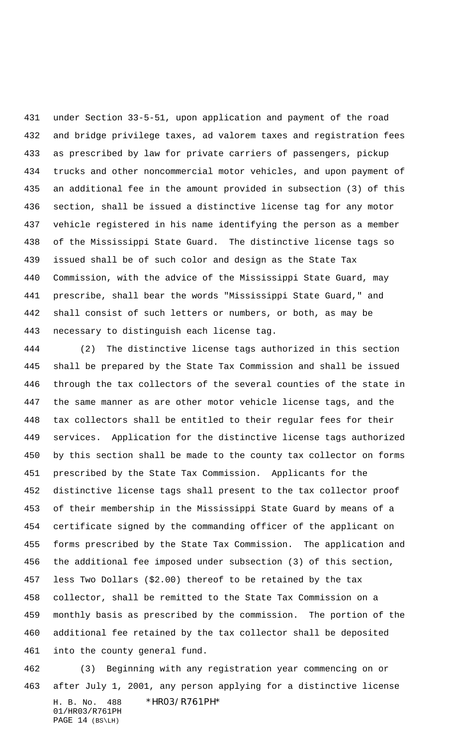under Section 33-5-51, upon application and payment of the road and bridge privilege taxes, ad valorem taxes and registration fees as prescribed by law for private carriers of passengers, pickup trucks and other noncommercial motor vehicles, and upon payment of an additional fee in the amount provided in subsection (3) of this section, shall be issued a distinctive license tag for any motor vehicle registered in his name identifying the person as a member of the Mississippi State Guard. The distinctive license tags so issued shall be of such color and design as the State Tax Commission, with the advice of the Mississippi State Guard, may prescribe, shall bear the words "Mississippi State Guard," and shall consist of such letters or numbers, or both, as may be necessary to distinguish each license tag.

(2) The distinctive license tags authorized in this section shall be prepared by the State Tax Commission and shall be issued through the tax collectors of the several counties of the state in the same manner as are other motor vehicle license tags, and the tax collectors shall be entitled to their regular fees for their services. Application for the distinctive license tags authorized by this section shall be made to the county tax collector on forms prescribed by the State Tax Commission. Applicants for the distinctive license tags shall present to the tax collector proof of their membership in the Mississippi State Guard by means of a certificate signed by the commanding officer of the applicant on forms prescribed by the State Tax Commission. The application and the additional fee imposed under subsection (3) of this section, less Two Dollars ($2.00) thereof to be retained by the tax collector, shall be remitted to the State Tax Commission on a monthly basis as prescribed by the commission. The portion of the additional fee retained by the tax collector shall be deposited into the county general fund.

(3) Beginning with any registration year commencing on or after July 1, 2001, any person applying for a distinctive license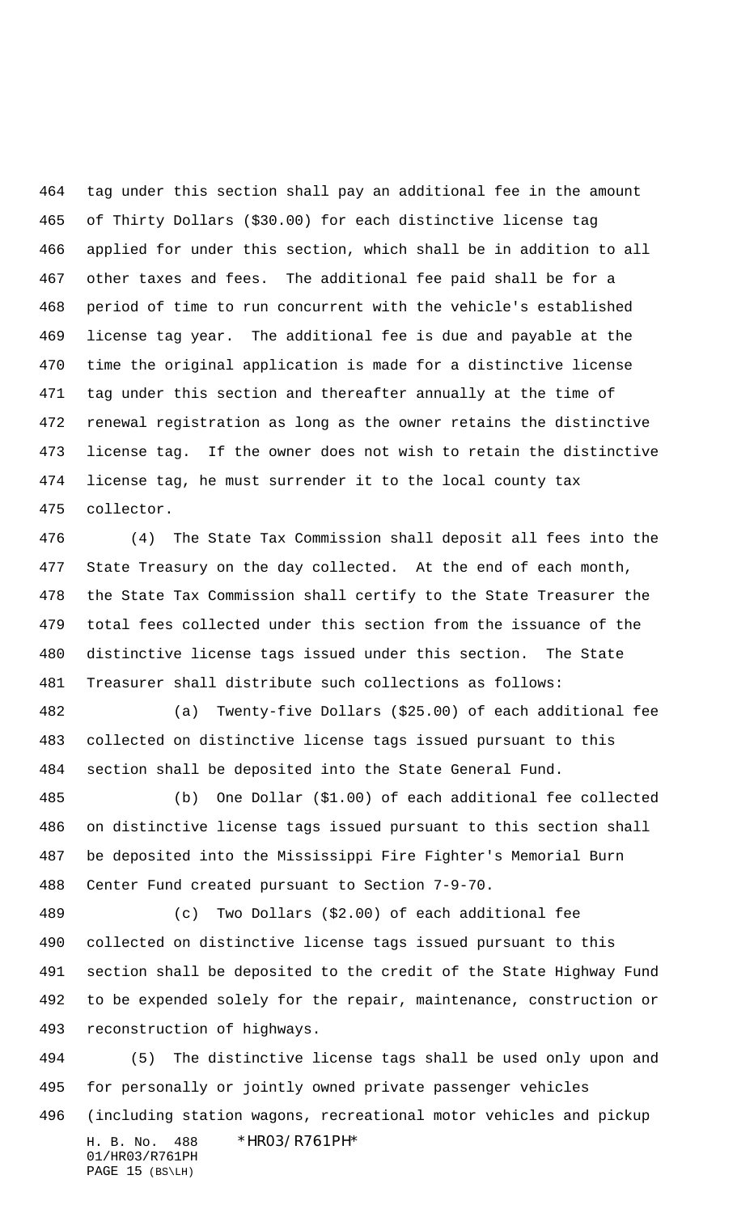tag under this section shall pay an additional fee in the amount of Thirty Dollars ($30.00) for each distinctive license tag applied for under this section, which shall be in addition to all other taxes and fees. The additional fee paid shall be for a period of time to run concurrent with the vehicle's established license tag year. The additional fee is due and payable at the time the original application is made for a distinctive license tag under this section and thereafter annually at the time of renewal registration as long as the owner retains the distinctive license tag. If the owner does not wish to retain the distinctive license tag, he must surrender it to the local county tax collector.

(4) The State Tax Commission shall deposit all fees into the State Treasury on the day collected. At the end of each month, the State Tax Commission shall certify to the State Treasurer the total fees collected under this section from the issuance of the distinctive license tags issued under this section. The State Treasurer shall distribute such collections as follows:

(a) Twenty-five Dollars ($25.00) of each additional fee collected on distinctive license tags issued pursuant to this section shall be deposited into the State General Fund.

(b) One Dollar ($1.00) of each additional fee collected on distinctive license tags issued pursuant to this section shall be deposited into the Mississippi Fire Fighter's Memorial Burn Center Fund created pursuant to Section 7-9-70.

(c) Two Dollars ($2.00) of each additional fee collected on distinctive license tags issued pursuant to this section shall be deposited to the credit of the State Highway Fund to be expended solely for the repair, maintenance, construction or reconstruction of highways.

(5) The distinctive license tags shall be used only upon and for personally or jointly owned private passenger vehicles (including station wagons, recreational motor vehicles and pickup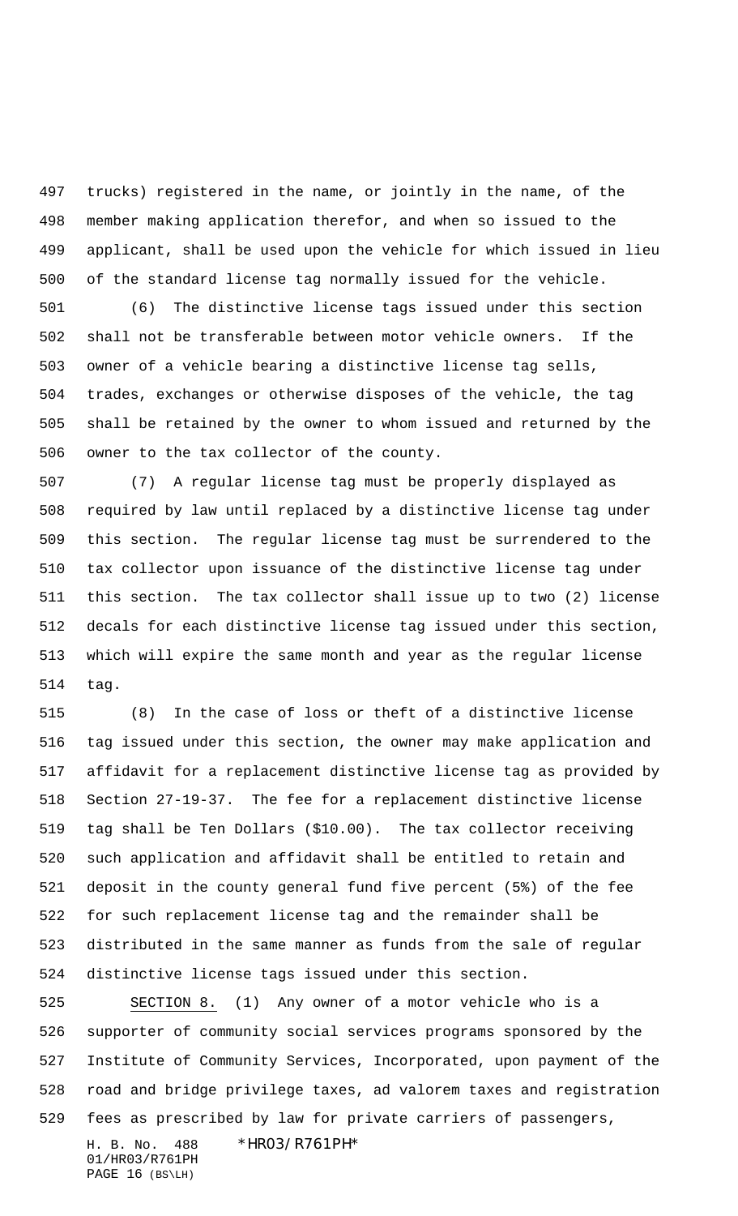trucks) registered in the name, or jointly in the name, of the member making application therefor, and when so issued to the applicant, shall be used upon the vehicle for which issued in lieu of the standard license tag normally issued for the vehicle.

(6) The distinctive license tags issued under this section shall not be transferable between motor vehicle owners. If the owner of a vehicle bearing a distinctive license tag sells, trades, exchanges or otherwise disposes of the vehicle, the tag shall be retained by the owner to whom issued and returned by the owner to the tax collector of the county.

(7) A regular license tag must be properly displayed as required by law until replaced by a distinctive license tag under this section. The regular license tag must be surrendered to the tax collector upon issuance of the distinctive license tag under this section. The tax collector shall issue up to two (2) license decals for each distinctive license tag issued under this section, which will expire the same month and year as the regular license tag.

(8) In the case of loss or theft of a distinctive license tag issued under this section, the owner may make application and affidavit for a replacement distinctive license tag as provided by Section 27-19-37. The fee for a replacement distinctive license tag shall be Ten Dollars ($10.00). The tax collector receiving such application and affidavit shall be entitled to retain and deposit in the county general fund five percent (5%) of the fee for such replacement license tag and the remainder shall be distributed in the same manner as funds from the sale of regular distinctive license tags issued under this section.

SECTION 8. (1) Any owner of a motor vehicle who is a supporter of community social services programs sponsored by the Institute of Community Services, Incorporated, upon payment of the road and bridge privilege taxes, ad valorem taxes and registration fees as prescribed by law for private carriers of passengers,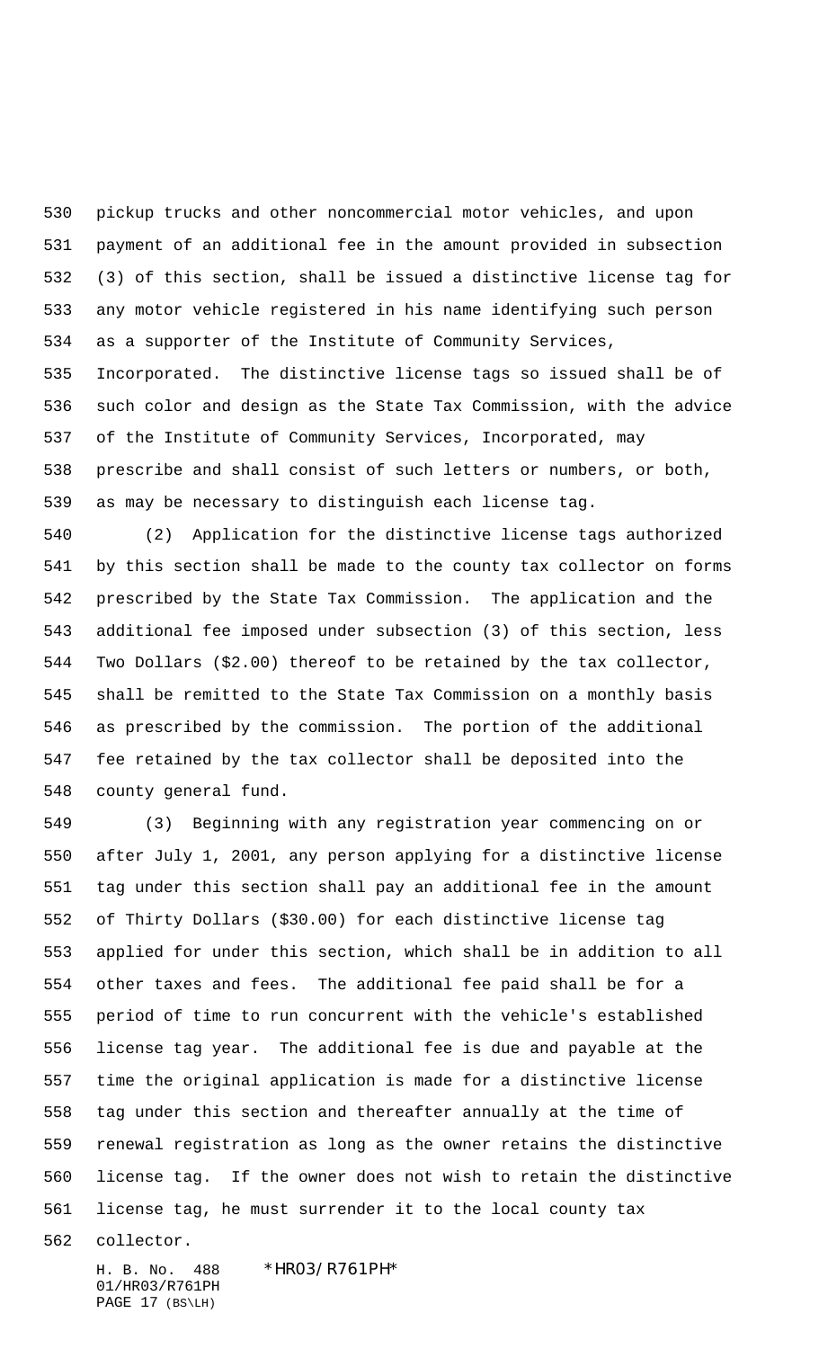pickup trucks and other noncommercial motor vehicles, and upon payment of an additional fee in the amount provided in subsection (3) of this section, shall be issued a distinctive license tag for any motor vehicle registered in his name identifying such person as a supporter of the Institute of Community Services, Incorporated. The distinctive license tags so issued shall be of such color and design as the State Tax Commission, with the advice of the Institute of Community Services, Incorporated, may prescribe and shall consist of such letters or numbers, or both, as may be necessary to distinguish each license tag.

(2) Application for the distinctive license tags authorized by this section shall be made to the county tax collector on forms prescribed by the State Tax Commission. The application and the additional fee imposed under subsection (3) of this section, less Two Dollars ($2.00) thereof to be retained by the tax collector, shall be remitted to the State Tax Commission on a monthly basis as prescribed by the commission. The portion of the additional fee retained by the tax collector shall be deposited into the county general fund.

(3) Beginning with any registration year commencing on or after July 1, 2001, any person applying for a distinctive license tag under this section shall pay an additional fee in the amount of Thirty Dollars ($30.00) for each distinctive license tag applied for under this section, which shall be in addition to all other taxes and fees. The additional fee paid shall be for a period of time to run concurrent with the vehicle's established license tag year. The additional fee is due and payable at the time the original application is made for a distinctive license tag under this section and thereafter annually at the time of renewal registration as long as the owner retains the distinctive license tag. If the owner does not wish to retain the distinctive license tag, he must surrender it to the local county tax collector.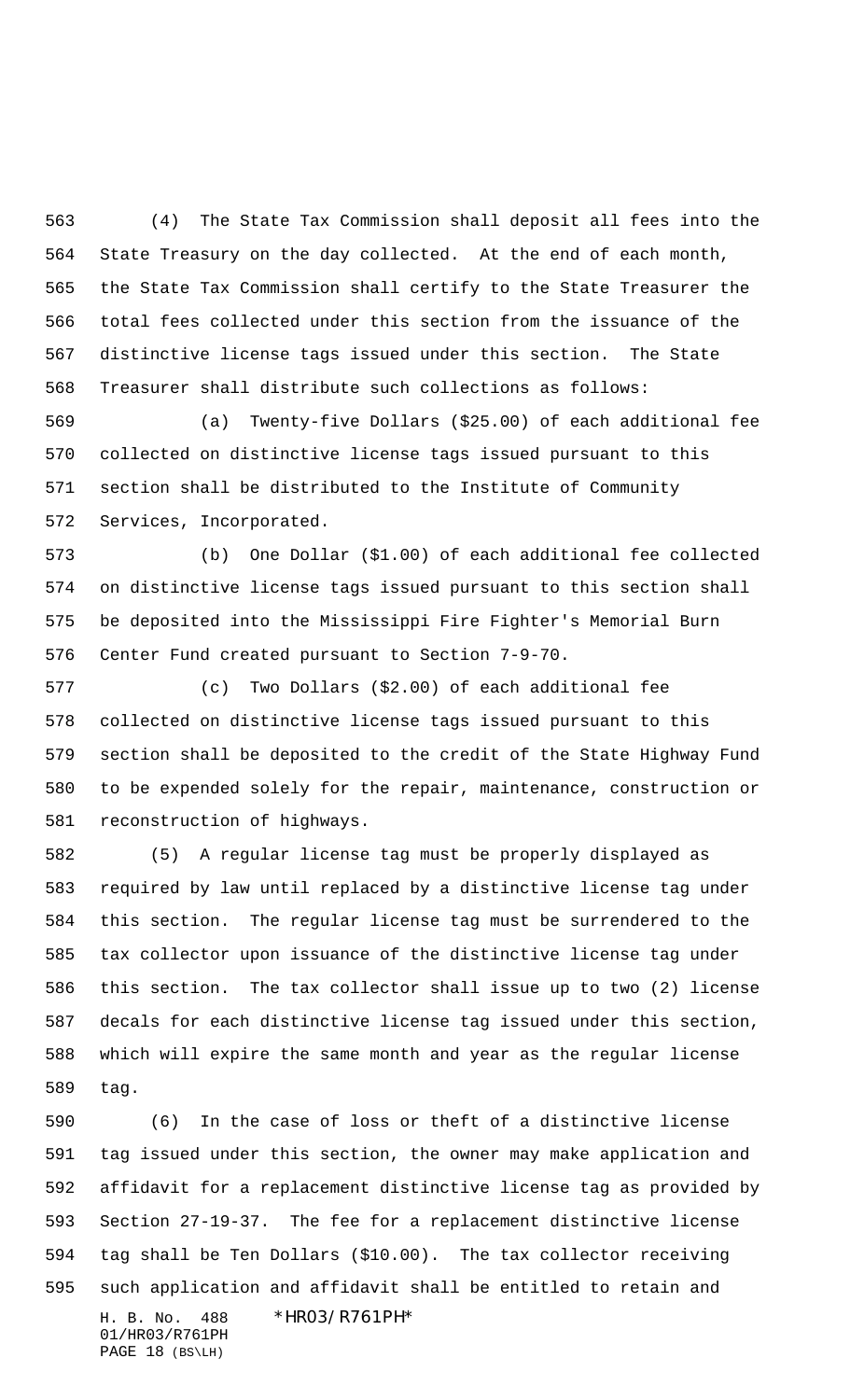(4) The State Tax Commission shall deposit all fees into the State Treasury on the day collected. At the end of each month, the State Tax Commission shall certify to the State Treasurer the total fees collected under this section from the issuance of the distinctive license tags issued under this section. The State Treasurer shall distribute such collections as follows:

(a) Twenty-five Dollars ($25.00) of each additional fee collected on distinctive license tags issued pursuant to this section shall be distributed to the Institute of Community Services, Incorporated.

(b) One Dollar ($1.00) of each additional fee collected on distinctive license tags issued pursuant to this section shall be deposited into the Mississippi Fire Fighter's Memorial Burn Center Fund created pursuant to Section 7-9-70.

(c) Two Dollars ($2.00) of each additional fee collected on distinctive license tags issued pursuant to this section shall be deposited to the credit of the State Highway Fund to be expended solely for the repair, maintenance, construction or reconstruction of highways.

(5) A regular license tag must be properly displayed as required by law until replaced by a distinctive license tag under this section. The regular license tag must be surrendered to the tax collector upon issuance of the distinctive license tag under this section. The tax collector shall issue up to two (2) license decals for each distinctive license tag issued under this section, which will expire the same month and year as the regular license tag.

(6) In the case of loss or theft of a distinctive license tag issued under this section, the owner may make application and affidavit for a replacement distinctive license tag as provided by Section 27-19-37. The fee for a replacement distinctive license tag shall be Ten Dollars ($10.00). The tax collector receiving such application and affidavit shall be entitled to retain and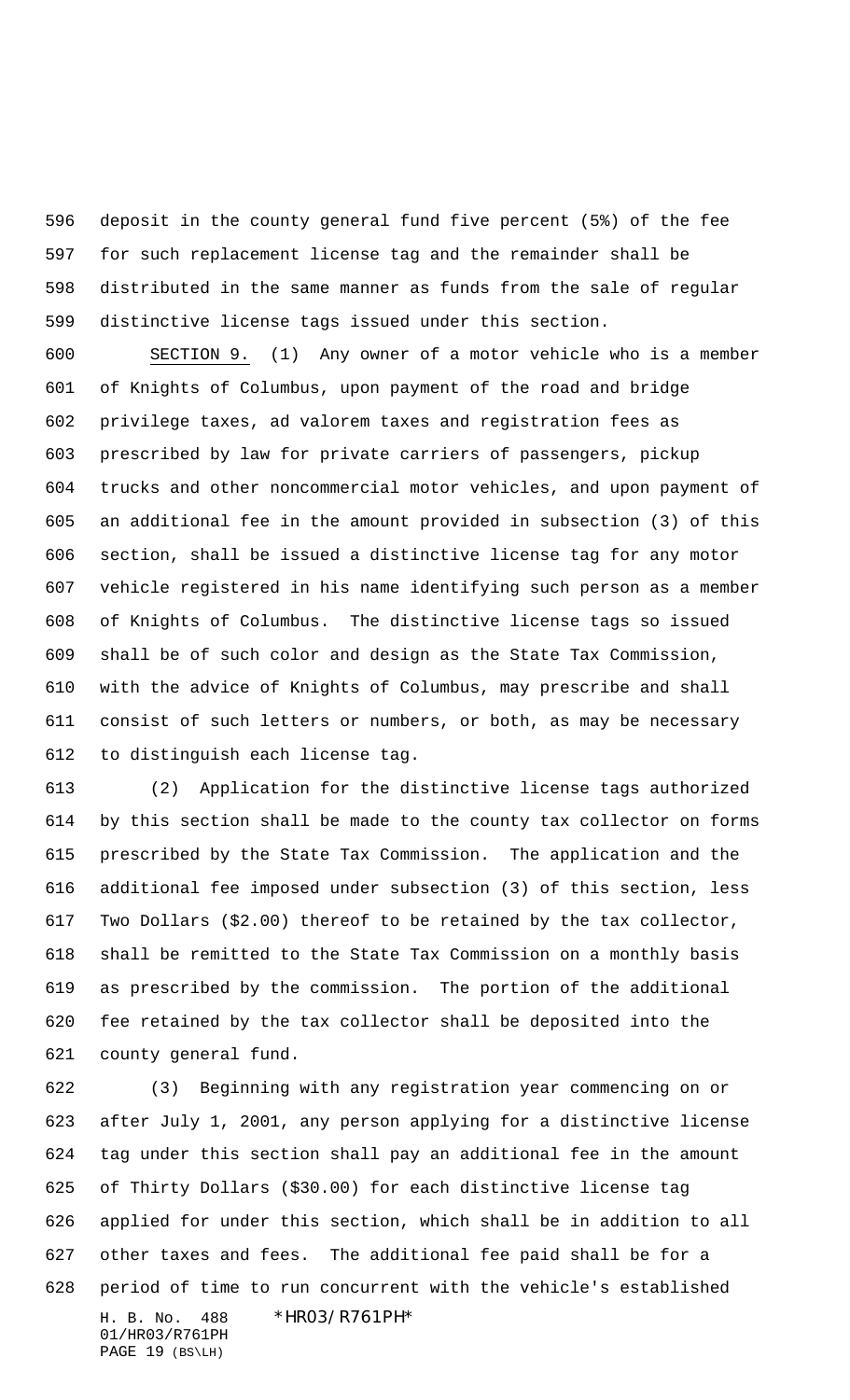deposit in the county general fund five percent (5%) of the fee for such replacement license tag and the remainder shall be distributed in the same manner as funds from the sale of regular distinctive license tags issued under this section.

SECTION 9. (1) Any owner of a motor vehicle who is a member of Knights of Columbus, upon payment of the road and bridge privilege taxes, ad valorem taxes and registration fees as prescribed by law for private carriers of passengers, pickup trucks and other noncommercial motor vehicles, and upon payment of an additional fee in the amount provided in subsection (3) of this section, shall be issued a distinctive license tag for any motor vehicle registered in his name identifying such person as a member of Knights of Columbus. The distinctive license tags so issued shall be of such color and design as the State Tax Commission, with the advice of Knights of Columbus, may prescribe and shall consist of such letters or numbers, or both, as may be necessary to distinguish each license tag.

(2) Application for the distinctive license tags authorized by this section shall be made to the county tax collector on forms prescribed by the State Tax Commission. The application and the additional fee imposed under subsection (3) of this section, less Two Dollars ($2.00) thereof to be retained by the tax collector, shall be remitted to the State Tax Commission on a monthly basis as prescribed by the commission. The portion of the additional fee retained by the tax collector shall be deposited into the county general fund.

(3) Beginning with any registration year commencing on or after July 1, 2001, any person applying for a distinctive license tag under this section shall pay an additional fee in the amount of Thirty Dollars ($30.00) for each distinctive license tag applied for under this section, which shall be in addition to all other taxes and fees. The additional fee paid shall be for a period of time to run concurrent with the vehicle's established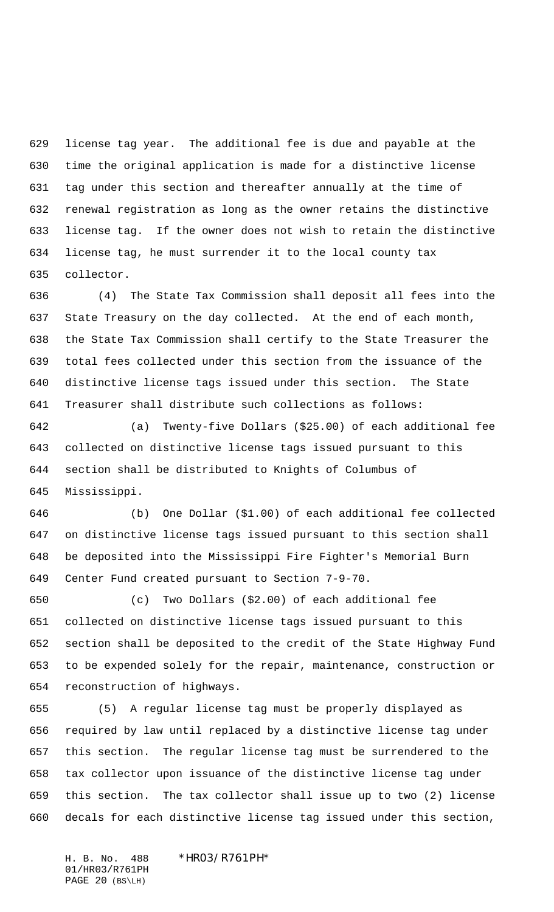license tag year. The additional fee is due and payable at the time the original application is made for a distinctive license tag under this section and thereafter annually at the time of renewal registration as long as the owner retains the distinctive license tag. If the owner does not wish to retain the distinctive license tag, he must surrender it to the local county tax collector.

(4) The State Tax Commission shall deposit all fees into the State Treasury on the day collected. At the end of each month, the State Tax Commission shall certify to the State Treasurer the total fees collected under this section from the issuance of the distinctive license tags issued under this section. The State Treasurer shall distribute such collections as follows:

(a) Twenty-five Dollars ($25.00) of each additional fee collected on distinctive license tags issued pursuant to this section shall be distributed to Knights of Columbus of Mississippi.

(b) One Dollar ($1.00) of each additional fee collected on distinctive license tags issued pursuant to this section shall be deposited into the Mississippi Fire Fighter's Memorial Burn Center Fund created pursuant to Section 7-9-70.

(c) Two Dollars ($2.00) of each additional fee collected on distinctive license tags issued pursuant to this section shall be deposited to the credit of the State Highway Fund to be expended solely for the repair, maintenance, construction or reconstruction of highways.

(5) A regular license tag must be properly displayed as required by law until replaced by a distinctive license tag under this section. The regular license tag must be surrendered to the tax collector upon issuance of the distinctive license tag under this section. The tax collector shall issue up to two (2) license decals for each distinctive license tag issued under this section,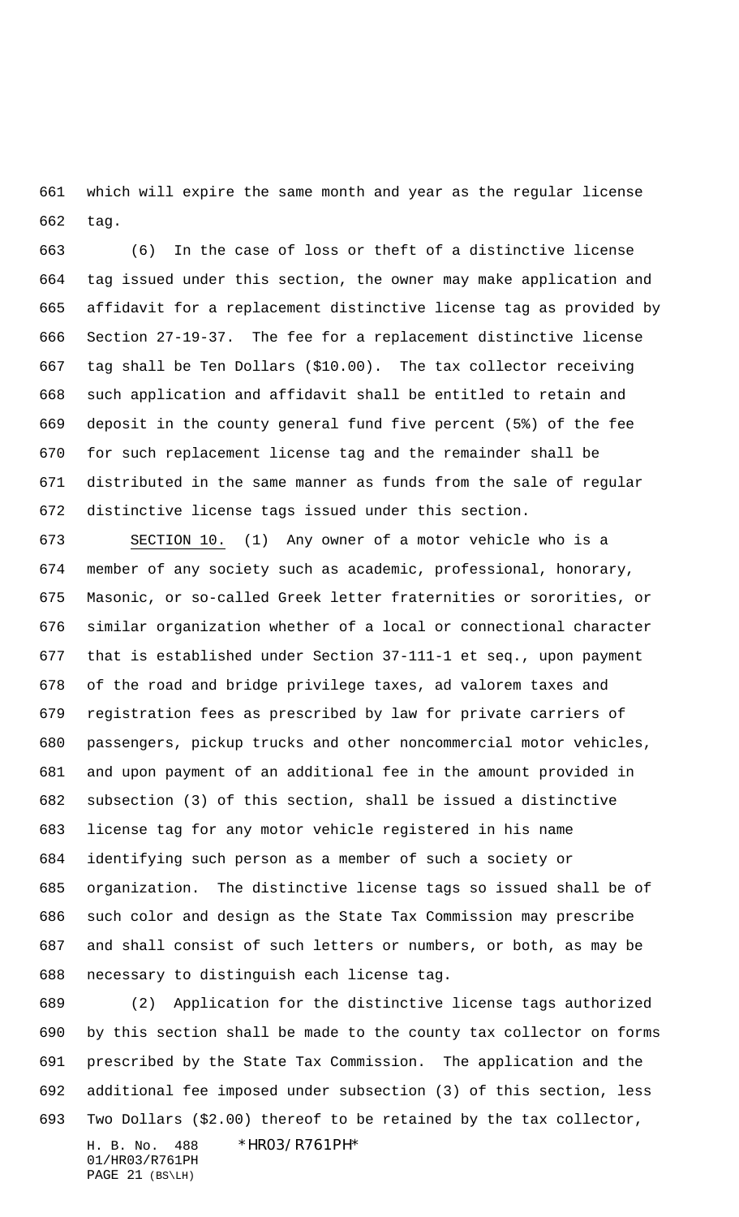which will expire the same month and year as the regular license tag.

(6) In the case of loss or theft of a distinctive license tag issued under this section, the owner may make application and affidavit for a replacement distinctive license tag as provided by Section 27-19-37. The fee for a replacement distinctive license tag shall be Ten Dollars ($10.00). The tax collector receiving such application and affidavit shall be entitled to retain and deposit in the county general fund five percent (5%) of the fee for such replacement license tag and the remainder shall be distributed in the same manner as funds from the sale of regular distinctive license tags issued under this section.

SECTION 10. (1) Any owner of a motor vehicle who is a member of any society such as academic, professional, honorary, Masonic, or so-called Greek letter fraternities or sororities, or similar organization whether of a local or connectional character that is established under Section 37-111-1 et seq., upon payment of the road and bridge privilege taxes, ad valorem taxes and registration fees as prescribed by law for private carriers of passengers, pickup trucks and other noncommercial motor vehicles, and upon payment of an additional fee in the amount provided in subsection (3) of this section, shall be issued a distinctive license tag for any motor vehicle registered in his name identifying such person as a member of such a society or organization. The distinctive license tags so issued shall be of such color and design as the State Tax Commission may prescribe and shall consist of such letters or numbers, or both, as may be necessary to distinguish each license tag.

(2) Application for the distinctive license tags authorized by this section shall be made to the county tax collector on forms prescribed by the State Tax Commission. The application and the additional fee imposed under subsection (3) of this section, less Two Dollars ($2.00) thereof to be retained by the tax collector,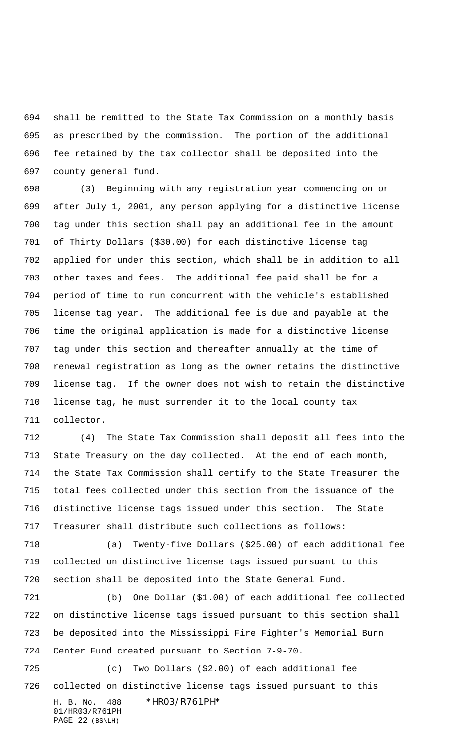shall be remitted to the State Tax Commission on a monthly basis as prescribed by the commission. The portion of the additional fee retained by the tax collector shall be deposited into the county general fund.

(3) Beginning with any registration year commencing on or after July 1, 2001, any person applying for a distinctive license tag under this section shall pay an additional fee in the amount of Thirty Dollars ($30.00) for each distinctive license tag applied for under this section, which shall be in addition to all other taxes and fees. The additional fee paid shall be for a period of time to run concurrent with the vehicle's established license tag year. The additional fee is due and payable at the time the original application is made for a distinctive license tag under this section and thereafter annually at the time of renewal registration as long as the owner retains the distinctive license tag. If the owner does not wish to retain the distinctive license tag, he must surrender it to the local county tax collector.

(4) The State Tax Commission shall deposit all fees into the State Treasury on the day collected. At the end of each month, the State Tax Commission shall certify to the State Treasurer the total fees collected under this section from the issuance of the distinctive license tags issued under this section. The State Treasurer shall distribute such collections as follows:

(a) Twenty-five Dollars ($25.00) of each additional fee collected on distinctive license tags issued pursuant to this section shall be deposited into the State General Fund.

(b) One Dollar ($1.00) of each additional fee collected on distinctive license tags issued pursuant to this section shall be deposited into the Mississippi Fire Fighter's Memorial Burn Center Fund created pursuant to Section 7-9-70.

(c) Two Dollars ($2.00) of each additional fee collected on distinctive license tags issued pursuant to this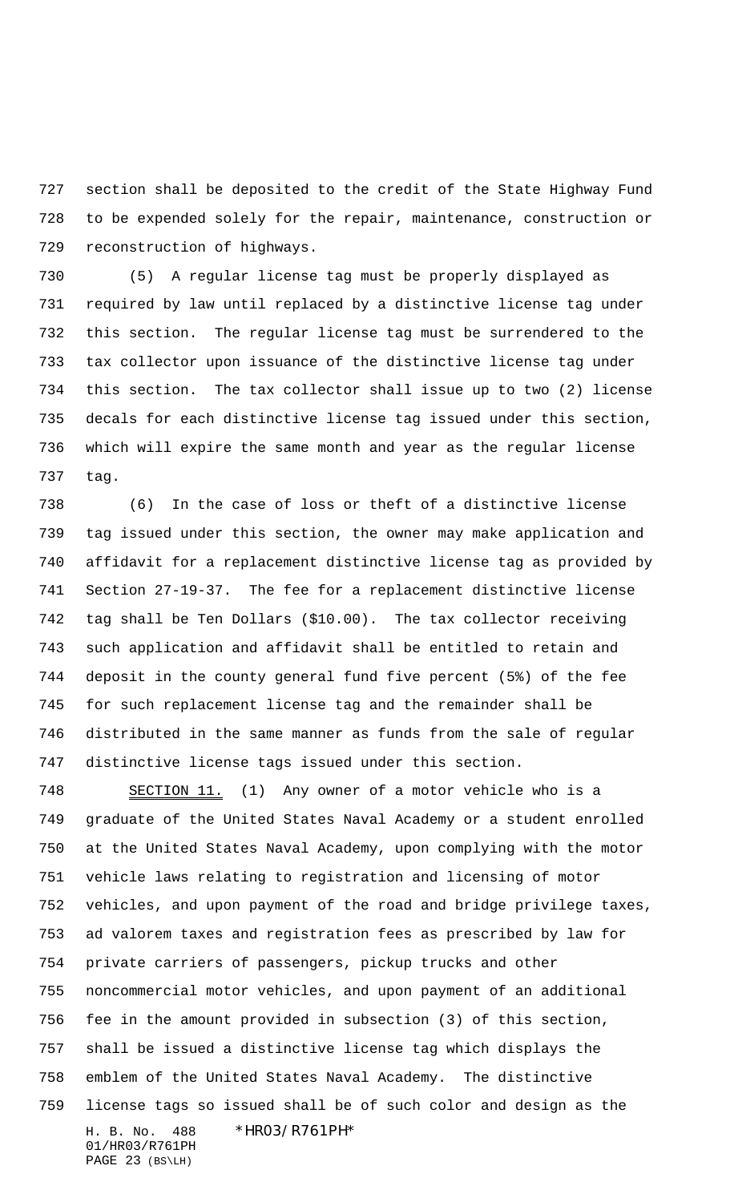section shall be deposited to the credit of the State Highway Fund to be expended solely for the repair, maintenance, construction or reconstruction of highways.

(5) A regular license tag must be properly displayed as required by law until replaced by a distinctive license tag under this section. The regular license tag must be surrendered to the tax collector upon issuance of the distinctive license tag under this section. The tax collector shall issue up to two (2) license decals for each distinctive license tag issued under this section, which will expire the same month and year as the regular license tag.

(6) In the case of loss or theft of a distinctive license tag issued under this section, the owner may make application and affidavit for a replacement distinctive license tag as provided by Section 27-19-37. The fee for a replacement distinctive license tag shall be Ten Dollars ($10.00). The tax collector receiving such application and affidavit shall be entitled to retain and deposit in the county general fund five percent (5%) of the fee for such replacement license tag and the remainder shall be distributed in the same manner as funds from the sale of regular distinctive license tags issued under this section.

SECTION 11. (1) Any owner of a motor vehicle who is a graduate of the United States Naval Academy or a student enrolled at the United States Naval Academy, upon complying with the motor vehicle laws relating to registration and licensing of motor vehicles, and upon payment of the road and bridge privilege taxes, ad valorem taxes and registration fees as prescribed by law for private carriers of passengers, pickup trucks and other noncommercial motor vehicles, and upon payment of an additional fee in the amount provided in subsection (3) of this section, shall be issued a distinctive license tag which displays the emblem of the United States Naval Academy. The distinctive license tags so issued shall be of such color and design as the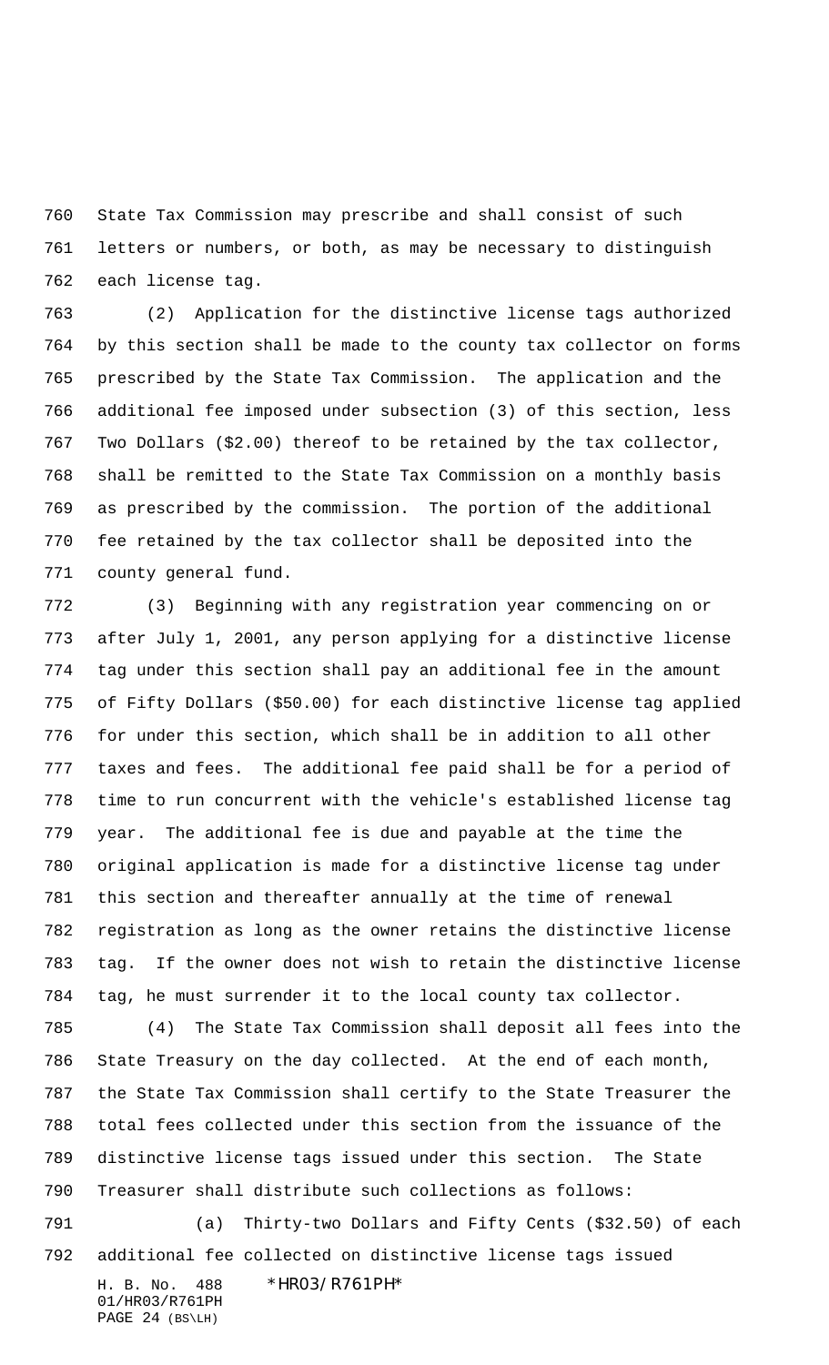State Tax Commission may prescribe and shall consist of such letters or numbers, or both, as may be necessary to distinguish each license tag.

(2) Application for the distinctive license tags authorized by this section shall be made to the county tax collector on forms prescribed by the State Tax Commission. The application and the additional fee imposed under subsection (3) of this section, less Two Dollars ($2.00) thereof to be retained by the tax collector, shall be remitted to the State Tax Commission on a monthly basis as prescribed by the commission. The portion of the additional fee retained by the tax collector shall be deposited into the county general fund.

(3) Beginning with any registration year commencing on or after July 1, 2001, any person applying for a distinctive license tag under this section shall pay an additional fee in the amount of Fifty Dollars ($50.00) for each distinctive license tag applied for under this section, which shall be in addition to all other taxes and fees. The additional fee paid shall be for a period of time to run concurrent with the vehicle's established license tag year. The additional fee is due and payable at the time the original application is made for a distinctive license tag under this section and thereafter annually at the time of renewal registration as long as the owner retains the distinctive license tag. If the owner does not wish to retain the distinctive license tag, he must surrender it to the local county tax collector.

(4) The State Tax Commission shall deposit all fees into the State Treasury on the day collected. At the end of each month, the State Tax Commission shall certify to the State Treasurer the total fees collected under this section from the issuance of the distinctive license tags issued under this section. The State Treasurer shall distribute such collections as follows:

(a) Thirty-two Dollars and Fifty Cents ($32.50) of each additional fee collected on distinctive license tags issued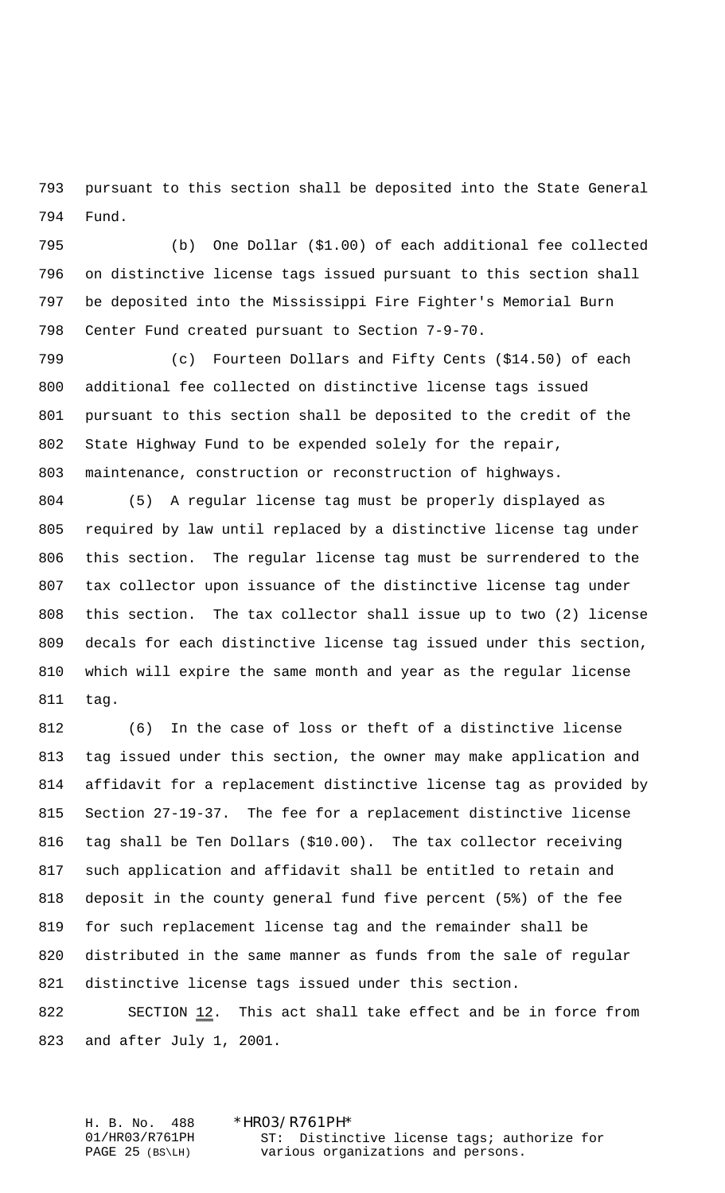pursuant to this section shall be deposited into the State General Fund.

(b) One Dollar ($1.00) of each additional fee collected on distinctive license tags issued pursuant to this section shall be deposited into the Mississippi Fire Fighter's Memorial Burn Center Fund created pursuant to Section 7-9-70.

(c) Fourteen Dollars and Fifty Cents ($14.50) of each additional fee collected on distinctive license tags issued pursuant to this section shall be deposited to the credit of the State Highway Fund to be expended solely for the repair, maintenance, construction or reconstruction of highways.

(5) A regular license tag must be properly displayed as required by law until replaced by a distinctive license tag under this section. The regular license tag must be surrendered to the tax collector upon issuance of the distinctive license tag under this section. The tax collector shall issue up to two (2) license decals for each distinctive license tag issued under this section, which will expire the same month and year as the regular license tag.

(6) In the case of loss or theft of a distinctive license tag issued under this section, the owner may make application and affidavit for a replacement distinctive license tag as provided by Section 27-19-37. The fee for a replacement distinctive license tag shall be Ten Dollars ($10.00). The tax collector receiving such application and affidavit shall be entitled to retain and deposit in the county general fund five percent (5%) of the fee for such replacement license tag and the remainder shall be distributed in the same manner as funds from the sale of regular distinctive license tags issued under this section.

SECTION 12. This act shall take effect and be in force from and after July 1, 2001.